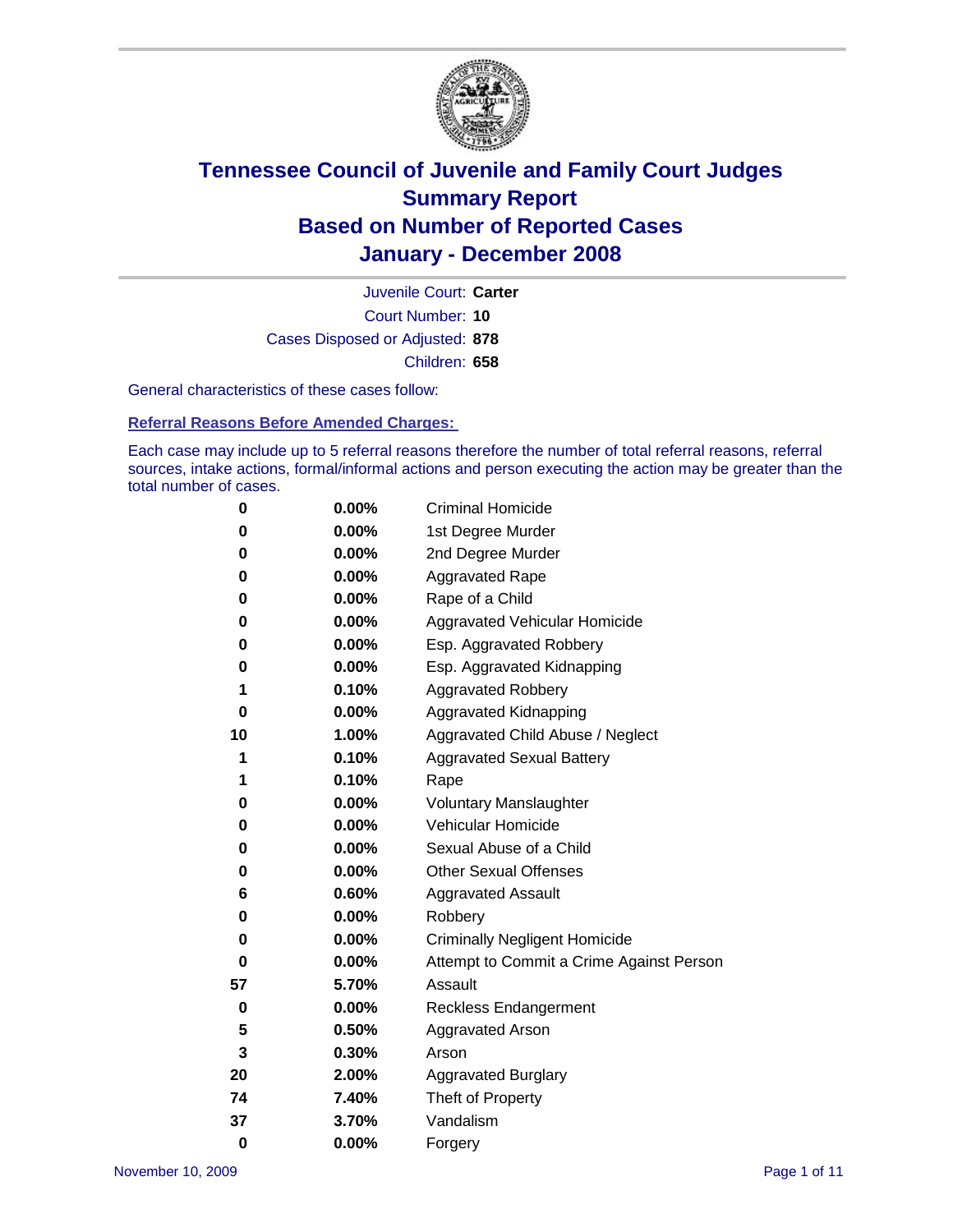# Tennessee Council of Juvenile and Family Court Judges
# Summary Report
# Based on Number of Reported Cases
# January - December 2008

Juvenile Court: **Carter**
Court Number: **10**
Cases Disposed or Adjusted: **878**
Children: **658**

General characteristics of these cases follow:

**Referral Reasons Before Amended Charges:**

Each case may include up to 5 referral reasons therefore the number of total referral reasons, referral sources, intake actions, formal/informal actions and person executing the action may be greater than the total number of cases.

| | | |
|---|---|---|
| 0 | 0.00% | Criminal Homicide |
| 0 | 0.00% | 1st Degree Murder |
| 0 | 0.00% | 2nd Degree Murder |
| 0 | 0.00% | Aggravated Rape |
| 0 | 0.00% | Rape of a Child |
| 0 | 0.00% | Aggravated Vehicular Homicide |
| 0 | 0.00% | Esp. Aggravated Robbery |
| 0 | 0.00% | Esp. Aggravated Kidnapping |
| 1 | 0.10% | Aggravated Robbery |
| 0 | 0.00% | Aggravated Kidnapping |
| 10 | 1.00% | Aggravated Child Abuse / Neglect |
| 1 | 0.10% | Aggravated Sexual Battery |
| 1 | 0.10% | Rape |
| 0 | 0.00% | Voluntary Manslaughter |
| 0 | 0.00% | Vehicular Homicide |
| 0 | 0.00% | Sexual Abuse of a Child |
| 0 | 0.00% | Other Sexual Offenses |
| 6 | 0.60% | Aggravated Assault |
| 0 | 0.00% | Robbery |
| 0 | 0.00% | Criminally Negligent Homicide |
| 0 | 0.00% | Attempt to Commit a Crime Against Person |
| 57 | 5.70% | Assault |
| 0 | 0.00% | Reckless Endangerment |
| 5 | 0.50% | Aggravated Arson |
| 3 | 0.30% | Arson |
| 20 | 2.00% | Aggravated Burglary |
| 74 | 7.40% | Theft of Property |
| 37 | 3.70% | Vandalism |
| 0 | 0.00% | Forgery |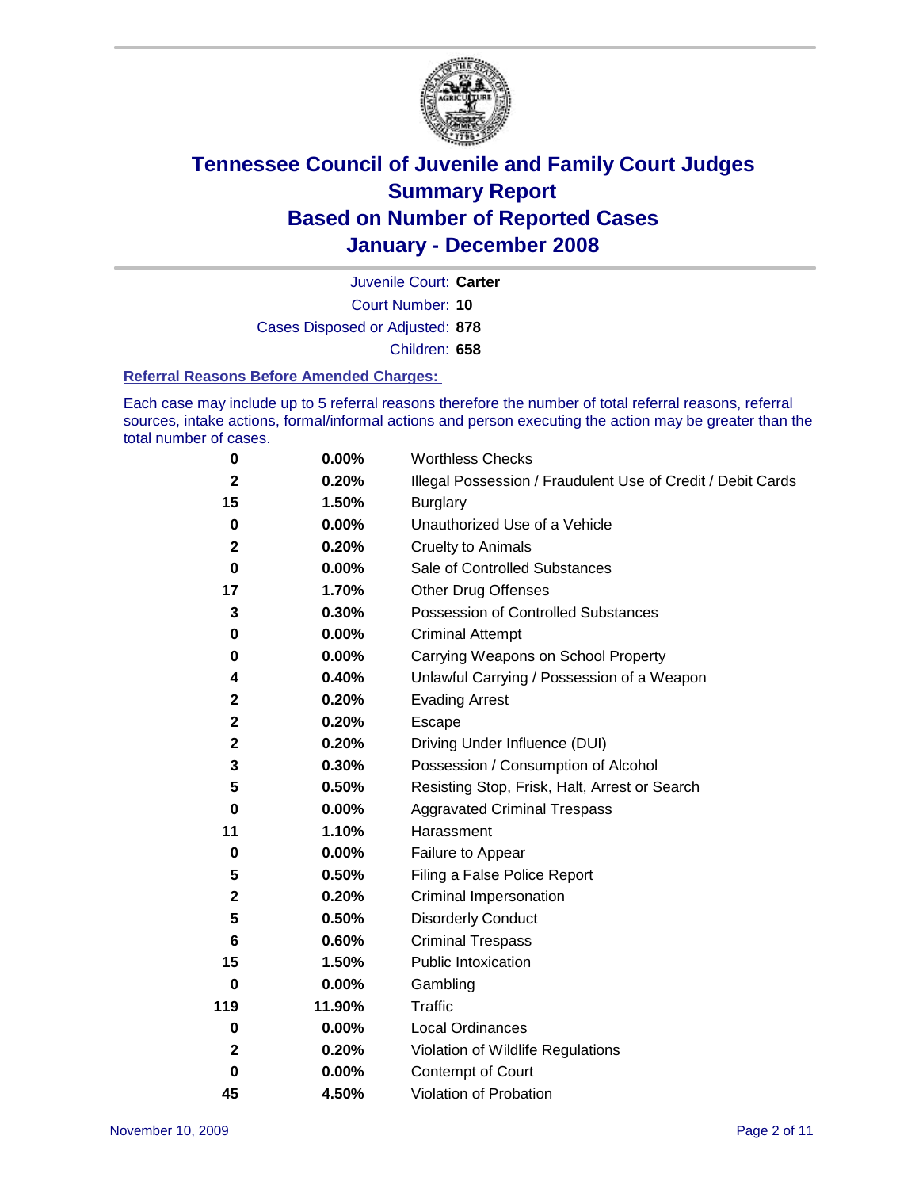# Tennessee Council of Juvenile and Family Court Judges
## Summary Report
## Based on Number of Reported Cases
## January - December 2008

Juvenile Court: **Carter**
Court Number: **10**
Cases Disposed or Adjusted: **878**
Children: **658**

### Referral Reasons Before Amended Charges:

Each case may include up to 5 referral reasons therefore the number of total referral reasons, referral sources, intake actions, formal/informal actions and person executing the action may be greater than the total number of cases.

| Count | Percent | Referral Reason |
|---|---|---|
| 0 | 0.00% | Worthless Checks |
| 2 | 0.20% | Illegal Possession / Fraudulent Use of Credit / Debit Cards |
| 15 | 1.50% | Burglary |
| 0 | 0.00% | Unauthorized Use of a Vehicle |
| 2 | 0.20% | Cruelty to Animals |
| 0 | 0.00% | Sale of Controlled Substances |
| 17 | 1.70% | Other Drug Offenses |
| 3 | 0.30% | Possession of Controlled Substances |
| 0 | 0.00% | Criminal Attempt |
| 0 | 0.00% | Carrying Weapons on School Property |
| 4 | 0.40% | Unlawful Carrying / Possession of a Weapon |
| 2 | 0.20% | Evading Arrest |
| 2 | 0.20% | Escape |
| 2 | 0.20% | Driving Under Influence (DUI) |
| 3 | 0.30% | Possession / Consumption of Alcohol |
| 5 | 0.50% | Resisting Stop, Frisk, Halt, Arrest or Search |
| 0 | 0.00% | Aggravated Criminal Trespass |
| 11 | 1.10% | Harassment |
| 0 | 0.00% | Failure to Appear |
| 5 | 0.50% | Filing a False Police Report |
| 2 | 0.20% | Criminal Impersonation |
| 5 | 0.50% | Disorderly Conduct |
| 6 | 0.60% | Criminal Trespass |
| 15 | 1.50% | Public Intoxication |
| 0 | 0.00% | Gambling |
| 119 | 11.90% | Traffic |
| 0 | 0.00% | Local Ordinances |
| 2 | 0.20% | Violation of Wildlife Regulations |
| 0 | 0.00% | Contempt of Court |
| 45 | 4.50% | Violation of Probation |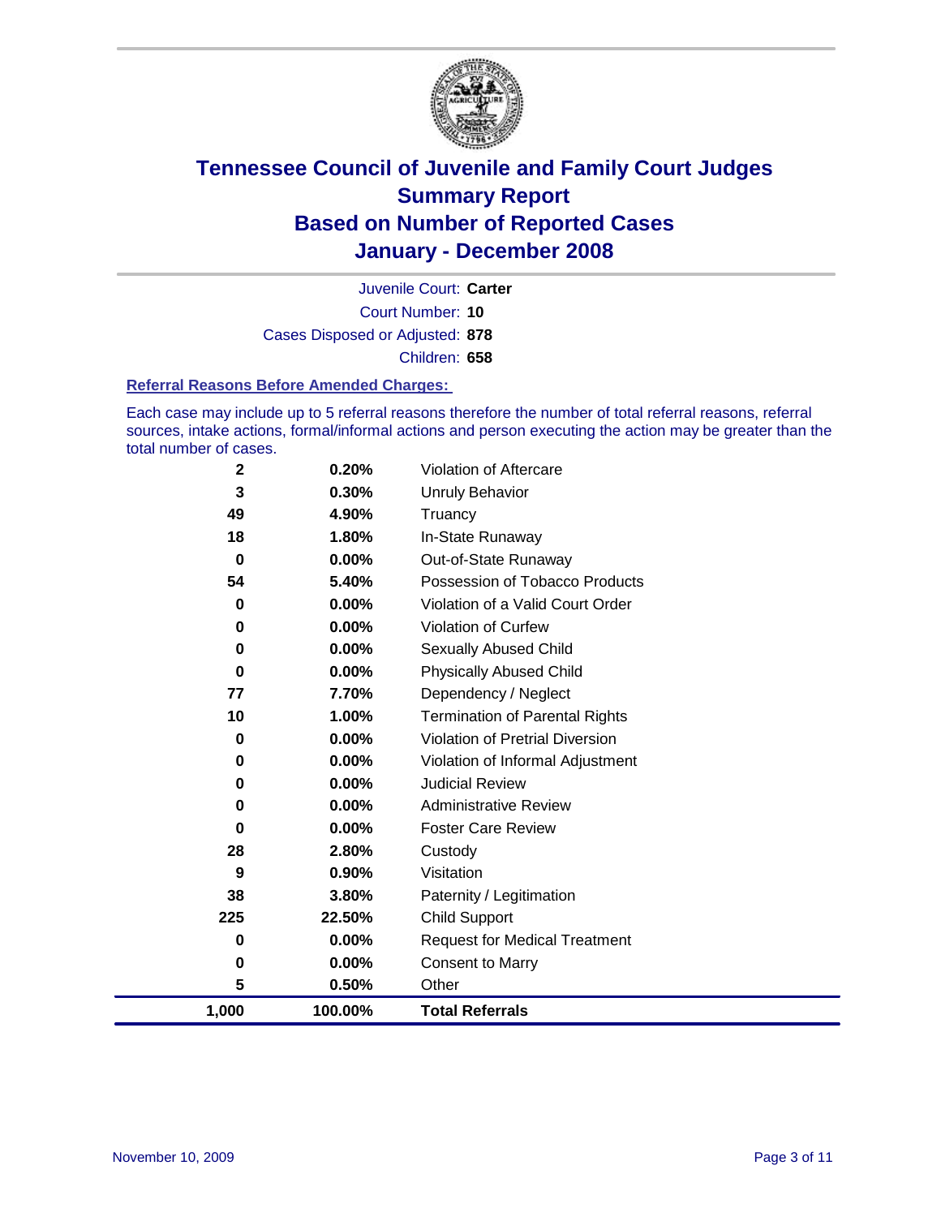# Tennessee Council of Juvenile and Family Court Judges
## Summary Report
## Based on Number of Reported Cases
## January - December 2008

Juvenile Court: **Carter**

Court Number: **10**

Cases Disposed or Adjusted: **878**

Children: **658**

### Referral Reasons Before Amended Charges:

Each case may include up to 5 referral reasons therefore the number of total referral reasons, referral sources, intake actions, formal/informal actions and person executing the action may be greater than the total number of cases.

| Count | Percent | Referral Reason |
|---|---|---|
| 2 | 0.20% | Violation of Aftercare |
| 3 | 0.30% | Unruly Behavior |
| 49 | 4.90% | Truancy |
| 18 | 1.80% | In-State Runaway |
| 0 | 0.00% | Out-of-State Runaway |
| 54 | 5.40% | Possession of Tobacco Products |
| 0 | 0.00% | Violation of a Valid Court Order |
| 0 | 0.00% | Violation of Curfew |
| 0 | 0.00% | Sexually Abused Child |
| 0 | 0.00% | Physically Abused Child |
| 77 | 7.70% | Dependency / Neglect |
| 10 | 1.00% | Termination of Parental Rights |
| 0 | 0.00% | Violation of Pretrial Diversion |
| 0 | 0.00% | Violation of Informal Adjustment |
| 0 | 0.00% | Judicial Review |
| 0 | 0.00% | Administrative Review |
| 0 | 0.00% | Foster Care Review |
| 28 | 2.80% | Custody |
| 9 | 0.90% | Visitation |
| 38 | 3.80% | Paternity / Legitimation |
| 225 | 22.50% | Child Support |
| 0 | 0.00% | Request for Medical Treatment |
| 0 | 0.00% | Consent to Marry |
| 5 | 0.50% | Other |
| **1,000** | **100.00%** | **Total Referrals** |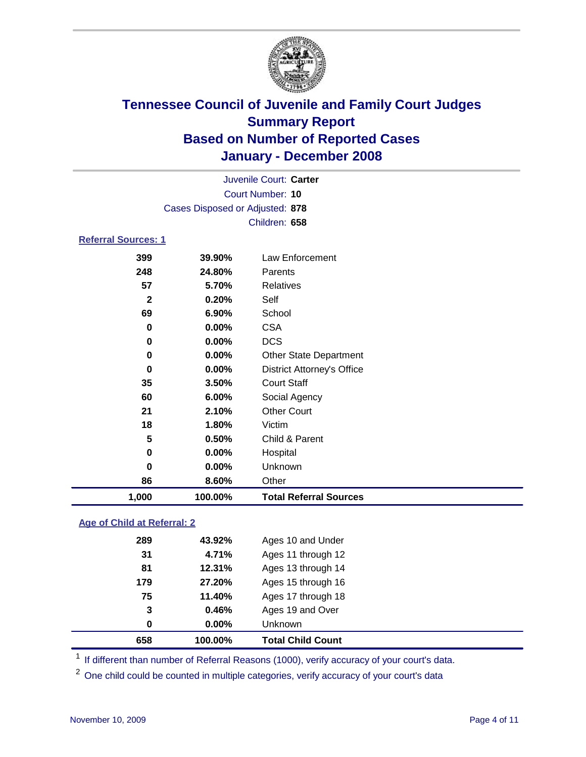# Tennessee Council of Juvenile and Family Court Judges
## Summary Report
## Based on Number of Reported Cases
## January - December 2008

Juvenile Court: **Carter**
Court Number: **10**
Cases Disposed or Adjusted: **878**
Children: **658**

### Referral Sources: 1

| Count | Percent | Source |
|---|---|---|
| 399 | 39.90% | Law Enforcement |
| 248 | 24.80% | Parents |
| 57 | 5.70% | Relatives |
| 2 | 0.20% | Self |
| 69 | 6.90% | School |
| 0 | 0.00% | CSA |
| 0 | 0.00% | DCS |
| 0 | 0.00% | Other State Department |
| 0 | 0.00% | District Attorney's Office |
| 35 | 3.50% | Court Staff |
| 60 | 6.00% | Social Agency |
| 21 | 2.10% | Other Court |
| 18 | 1.80% | Victim |
| 5 | 0.50% | Child & Parent |
| 0 | 0.00% | Hospital |
| 0 | 0.00% | Unknown |
| 86 | 8.60% | Other |
| **1,000** | **100.00%** | **Total Referral Sources** |

### Age of Child at Referral: 2

| Count | Percent | Age |
|---|---|---|
| 289 | 43.92% | Ages 10 and Under |
| 31 | 4.71% | Ages 11 through 12 |
| 81 | 12.31% | Ages 13 through 14 |
| 179 | 27.20% | Ages 15 through 16 |
| 75 | 11.40% | Ages 17 through 18 |
| 3 | 0.46% | Ages 19 and Over |
| 0 | 0.00% | Unknown |
| **658** | **100.00%** | **Total Child Count** |

[1] If different than number of Referral Reasons (1000), verify accuracy of your court's data.

[2] One child could be counted in multiple categories, verify accuracy of your court's data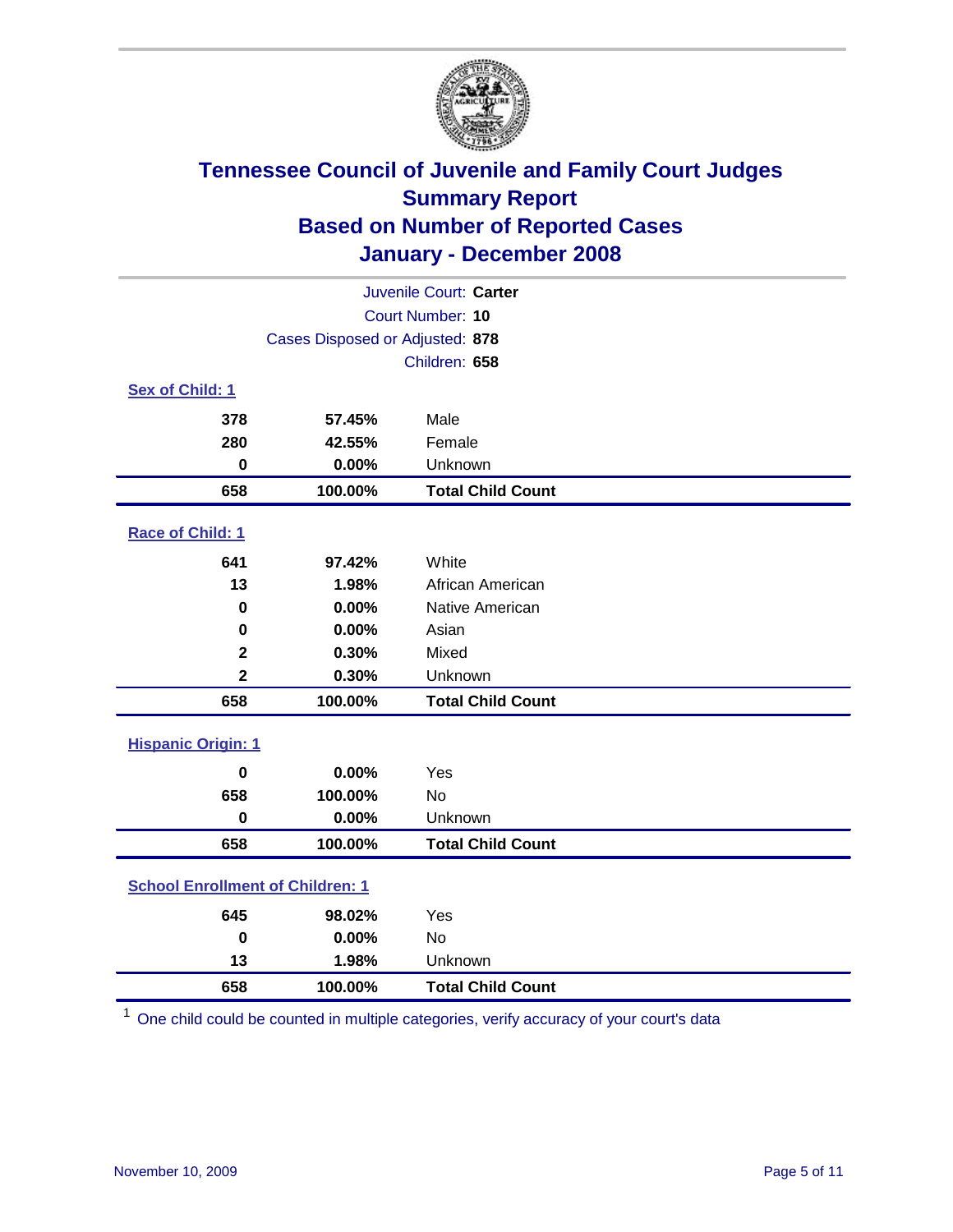# Tennessee Council of Juvenile and Family Court Judges
## Summary Report
## Based on Number of Reported Cases
## January - December 2008

Juvenile Court: **Carter**
Court Number: **10**
Cases Disposed or Adjusted: **878**
Children: **658**

### Sex of Child: 1

| | | |
|---|---|---|
| 378 | 57.45% | Male |
| 280 | 42.55% | Female |
| 0 | 0.00% | Unknown |
| **658** | **100.00%** | **Total Child Count** |

### Race of Child: 1

| | | |
|---|---|---|
| 641 | 97.42% | White |
| 13 | 1.98% | African American |
| 0 | 0.00% | Native American |
| 0 | 0.00% | Asian |
| 2 | 0.30% | Mixed |
| 2 | 0.30% | Unknown |
| **658** | **100.00%** | **Total Child Count** |

### Hispanic Origin: 1

| | | |
|---|---|---|
| 0 | 0.00% | Yes |
| 658 | 100.00% | No |
| 0 | 0.00% | Unknown |
| **658** | **100.00%** | **Total Child Count** |

### School Enrollment of Children: 1

| | | |
|---|---|---|
| 645 | 98.02% | Yes |
| 0 | 0.00% | No |
| 13 | 1.98% | Unknown |
| **658** | **100.00%** | **Total Child Count** |

[1] One child could be counted in multiple categories, verify accuracy of your court's data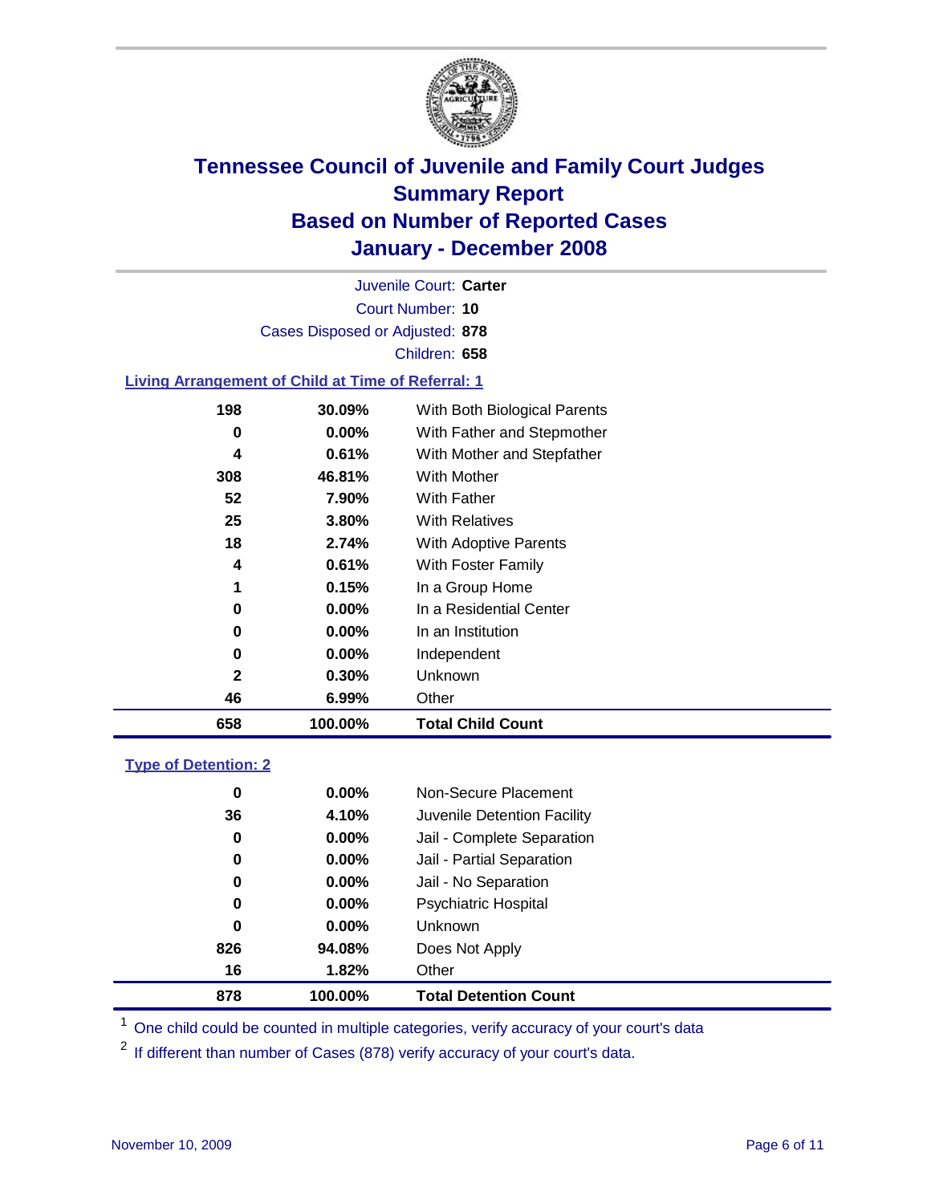# Tennessee Council of Juvenile and Family Court Judges
## Summary Report
## Based on Number of Reported Cases
## January - December 2008

Juvenile Court: **Carter**
Court Number: **10**
Cases Disposed or Adjusted: **878**
Children: **658**

### Living Arrangement of Child at Time of Referral: 1

| | | |
|---|---|---|
| 198 | 30.09% | With Both Biological Parents |
| 0 | 0.00% | With Father and Stepmother |
| 4 | 0.61% | With Mother and Stepfather |
| 308 | 46.81% | With Mother |
| 52 | 7.90% | With Father |
| 25 | 3.80% | With Relatives |
| 18 | 2.74% | With Adoptive Parents |
| 4 | 0.61% | With Foster Family |
| 1 | 0.15% | In a Group Home |
| 0 | 0.00% | In a Residential Center |
| 0 | 0.00% | In an Institution |
| 0 | 0.00% | Independent |
| 2 | 0.30% | Unknown |
| 46 | 6.99% | Other |
| **658** | **100.00%** | **Total Child Count** |

### Type of Detention: 2

| | | |
|---|---|---|
| 0 | 0.00% | Non-Secure Placement |
| 36 | 4.10% | Juvenile Detention Facility |
| 0 | 0.00% | Jail - Complete Separation |
| 0 | 0.00% | Jail - Partial Separation |
| 0 | 0.00% | Jail - No Separation |
| 0 | 0.00% | Psychiatric Hospital |
| 0 | 0.00% | Unknown |
| 826 | 94.08% | Does Not Apply |
| 16 | 1.82% | Other |
| **878** | **100.00%** | **Total Detention Count** |

[1] One child could be counted in multiple categories, verify accuracy of your court's data

[2] If different than number of Cases (878) verify accuracy of your court's data.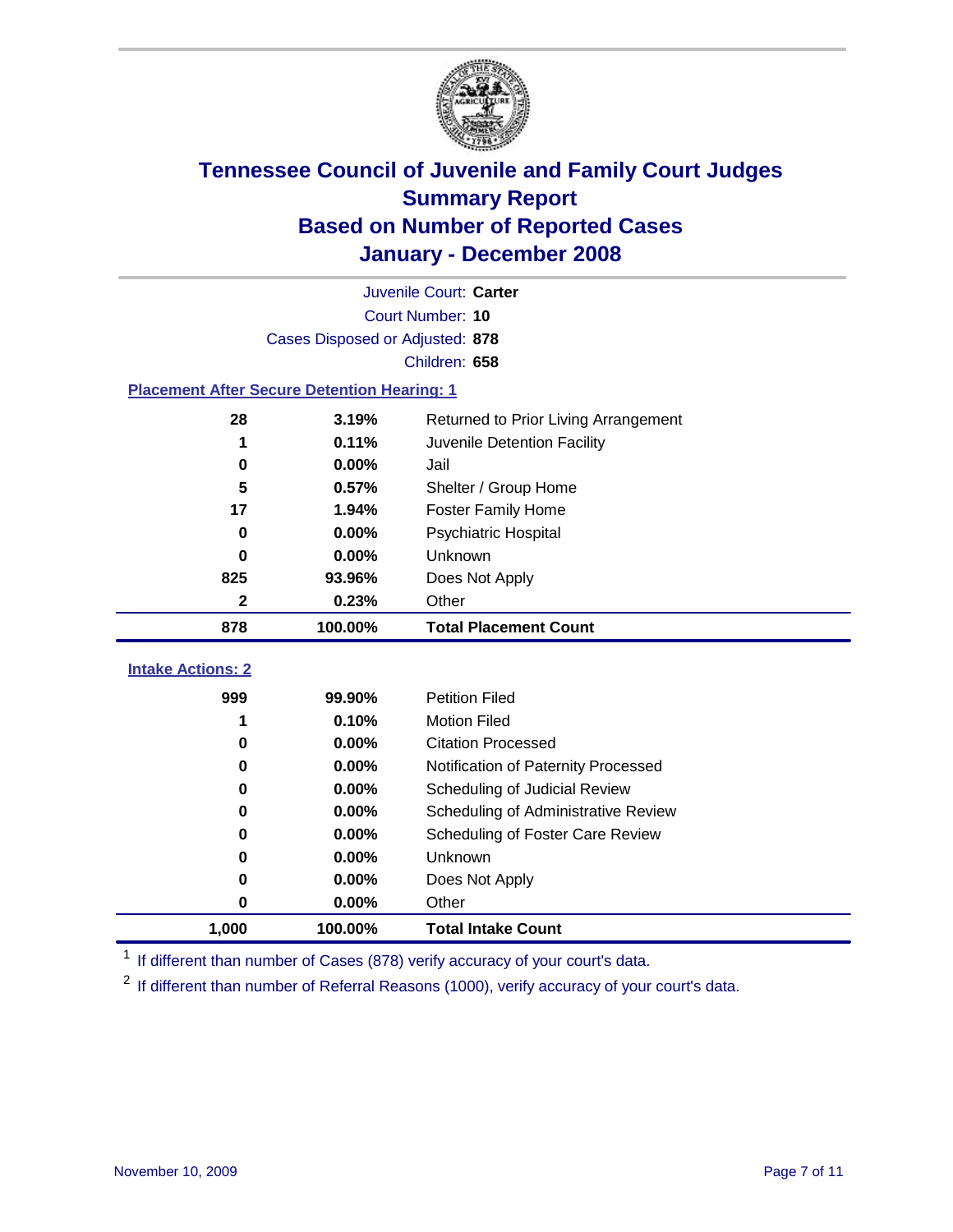# Tennessee Council of Juvenile and Family Court Judges
## Summary Report
## Based on Number of Reported Cases
## January - December 2008

Juvenile Court: **Carter**
Court Number: **10**
Cases Disposed or Adjusted: **878**
Children: **658**

### Placement After Secure Detention Hearing: 1

| | | |
|---|---|---|
| 28 | 3.19% | Returned to Prior Living Arrangement |
| 1 | 0.11% | Juvenile Detention Facility |
| 0 | 0.00% | Jail |
| 5 | 0.57% | Shelter / Group Home |
| 17 | 1.94% | Foster Family Home |
| 0 | 0.00% | Psychiatric Hospital |
| 0 | 0.00% | Unknown |
| 825 | 93.96% | Does Not Apply |
| 2 | 0.23% | Other |
| **878** | **100.00%** | **Total Placement Count** |

### Intake Actions: 2

| | | |
|---|---|---|
| 999 | 99.90% | Petition Filed |
| 1 | 0.10% | Motion Filed |
| 0 | 0.00% | Citation Processed |
| 0 | 0.00% | Notification of Paternity Processed |
| 0 | 0.00% | Scheduling of Judicial Review |
| 0 | 0.00% | Scheduling of Administrative Review |
| 0 | 0.00% | Scheduling of Foster Care Review |
| 0 | 0.00% | Unknown |
| 0 | 0.00% | Does Not Apply |
| 0 | 0.00% | Other |
| **1,000** | **100.00%** | **Total Intake Count** |

[1] If different than number of Cases (878) verify accuracy of your court's data.

[2] If different than number of Referral Reasons (1000), verify accuracy of your court's data.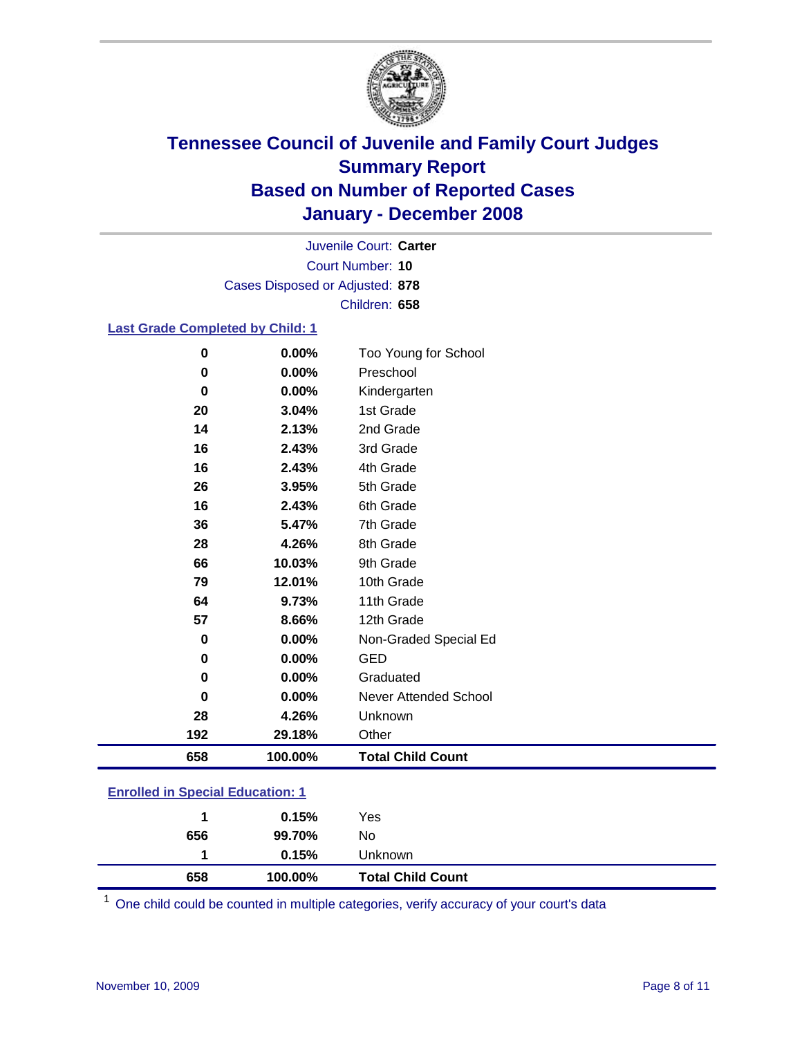# Tennessee Council of Juvenile and Family Court Judges
## Summary Report
## Based on Number of Reported Cases
## January - December 2008

Juvenile Court: **Carter**
Court Number: **10**
Cases Disposed or Adjusted: **878**
Children: **658**

### Last Grade Completed by Child: 1

| Count | Percent | Category |
|---|---|---|
| 0 | 0.00% | Too Young for School |
| 0 | 0.00% | Preschool |
| 0 | 0.00% | Kindergarten |
| 20 | 3.04% | 1st Grade |
| 14 | 2.13% | 2nd Grade |
| 16 | 2.43% | 3rd Grade |
| 16 | 2.43% | 4th Grade |
| 26 | 3.95% | 5th Grade |
| 16 | 2.43% | 6th Grade |
| 36 | 5.47% | 7th Grade |
| 28 | 4.26% | 8th Grade |
| 66 | 10.03% | 9th Grade |
| 79 | 12.01% | 10th Grade |
| 64 | 9.73% | 11th Grade |
| 57 | 8.66% | 12th Grade |
| 0 | 0.00% | Non-Graded Special Ed |
| 0 | 0.00% | GED |
| 0 | 0.00% | Graduated |
| 0 | 0.00% | Never Attended School |
| 28 | 4.26% | Unknown |
| 192 | 29.18% | Other |
| **658** | **100.00%** | **Total Child Count** |

### Enrolled in Special Education: 1

| Count | Percent | Category |
|---|---|---|
| 1 | 0.15% | Yes |
| 656 | 99.70% | No |
| 1 | 0.15% | Unknown |
| **658** | **100.00%** | **Total Child Count** |

[1] One child could be counted in multiple categories, verify accuracy of your court's data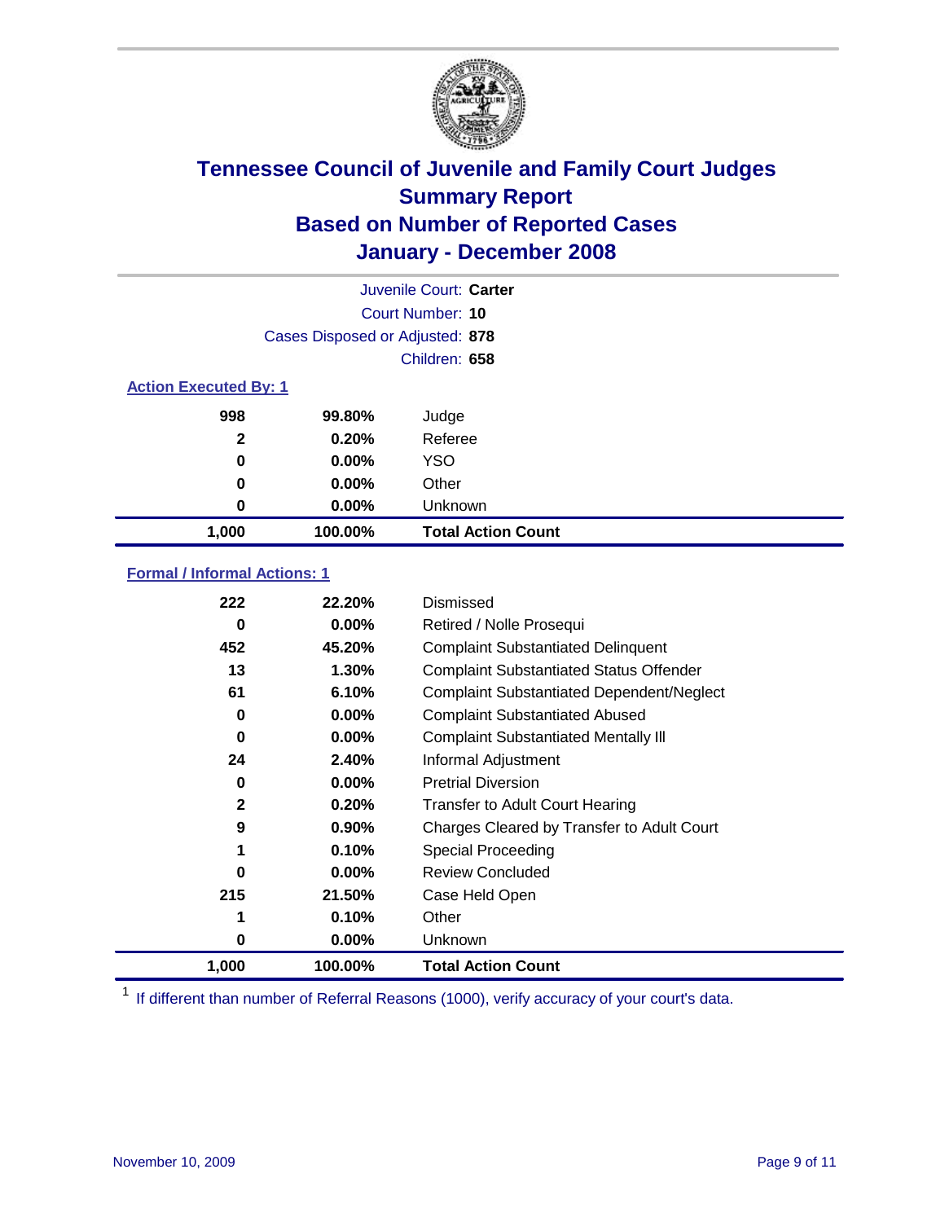# Tennessee Council of Juvenile and Family Court Judges
# Summary Report
# Based on Number of Reported Cases
# January - December 2008

Juvenile Court: **Carter**

Court Number: **10**

Cases Disposed or Adjusted: **878**

Children: **658**

### Action Executed By: 1

| Count | Percent | Action |
|---|---|---|
| 998 | 99.80% | Judge |
| 2 | 0.20% | Referee |
| 0 | 0.00% | YSO |
| 0 | 0.00% | Other |
| 0 | 0.00% | Unknown |
| **1,000** | **100.00%** | **Total Action Count** |

### Formal / Informal Actions: 1

| Count | Percent | Action |
|---|---|---|
| 222 | 22.20% | Dismissed |
| 0 | 0.00% | Retired / Nolle Prosequi |
| 452 | 45.20% | Complaint Substantiated Delinquent |
| 13 | 1.30% | Complaint Substantiated Status Offender |
| 61 | 6.10% | Complaint Substantiated Dependent/Neglect |
| 0 | 0.00% | Complaint Substantiated Abused |
| 0 | 0.00% | Complaint Substantiated Mentally Ill |
| 24 | 2.40% | Informal Adjustment |
| 0 | 0.00% | Pretrial Diversion |
| 2 | 0.20% | Transfer to Adult Court Hearing |
| 9 | 0.90% | Charges Cleared by Transfer to Adult Court |
| 1 | 0.10% | Special Proceeding |
| 0 | 0.00% | Review Concluded |
| 215 | 21.50% | Case Held Open |
| 1 | 0.10% | Other |
| 0 | 0.00% | Unknown |
| **1,000** | **100.00%** | **Total Action Count** |

[1] If different than number of Referral Reasons (1000), verify accuracy of your court's data.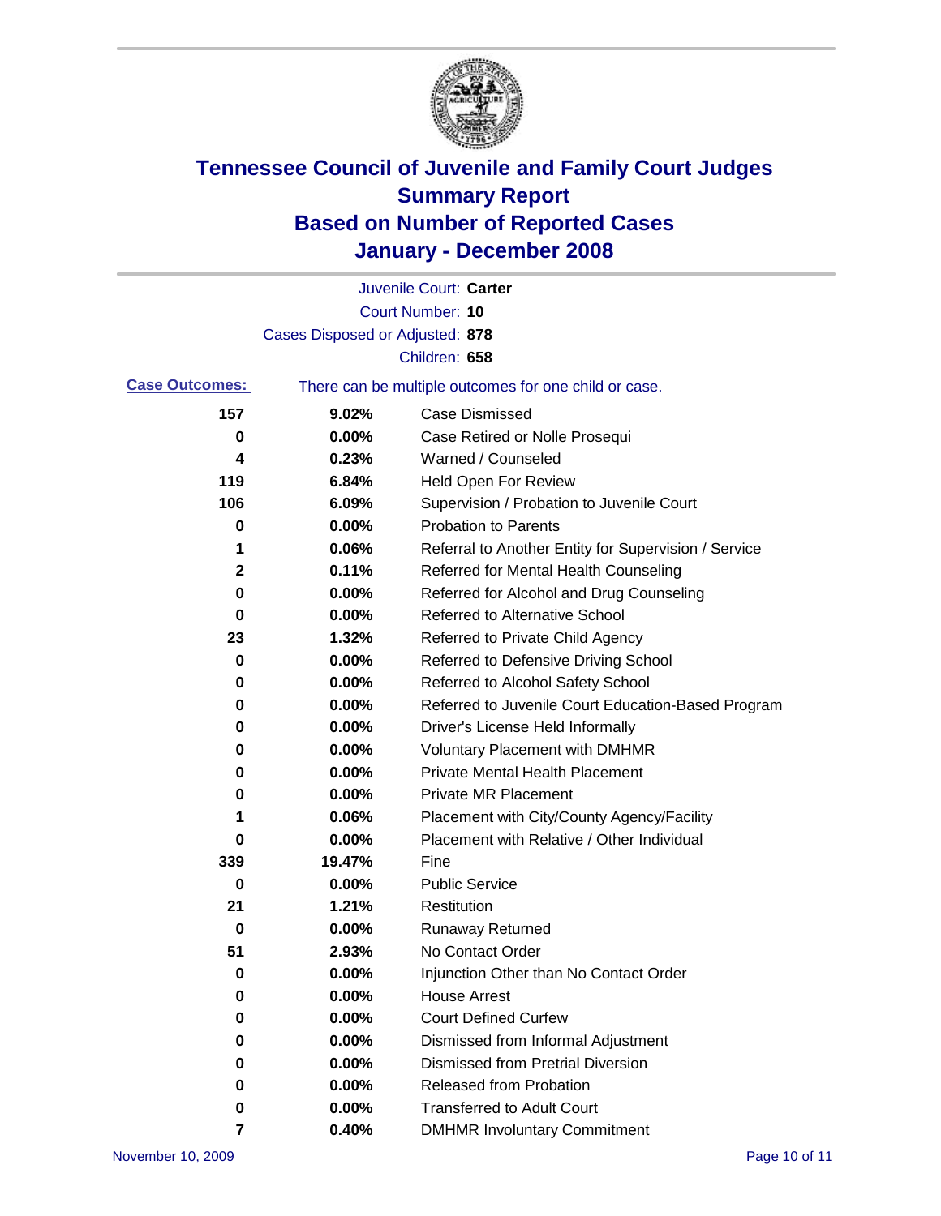# Tennessee Council of Juvenile and Family Court Judges
# Summary Report
# Based on Number of Reported Cases
# January - December 2008

Juvenile Court: **Carter**
Court Number: **10**
Cases Disposed or Adjusted: **878**
Children: **658**

**Case Outcomes:** There can be multiple outcomes for one child or case.

| Count | Percent | Outcome |
|---|---|---|
| 157 | 9.02% | Case Dismissed |
| 0 | 0.00% | Case Retired or Nolle Prosequi |
| 4 | 0.23% | Warned / Counseled |
| 119 | 6.84% | Held Open For Review |
| 106 | 6.09% | Supervision / Probation to Juvenile Court |
| 0 | 0.00% | Probation to Parents |
| 1 | 0.06% | Referral to Another Entity for Supervision / Service |
| 2 | 0.11% | Referred for Mental Health Counseling |
| 0 | 0.00% | Referred for Alcohol and Drug Counseling |
| 0 | 0.00% | Referred to Alternative School |
| 23 | 1.32% | Referred to Private Child Agency |
| 0 | 0.00% | Referred to Defensive Driving School |
| 0 | 0.00% | Referred to Alcohol Safety School |
| 0 | 0.00% | Referred to Juvenile Court Education-Based Program |
| 0 | 0.00% | Driver's License Held Informally |
| 0 | 0.00% | Voluntary Placement with DMHMR |
| 0 | 0.00% | Private Mental Health Placement |
| 0 | 0.00% | Private MR Placement |
| 1 | 0.06% | Placement with City/County Agency/Facility |
| 0 | 0.00% | Placement with Relative / Other Individual |
| 339 | 19.47% | Fine |
| 0 | 0.00% | Public Service |
| 21 | 1.21% | Restitution |
| 0 | 0.00% | Runaway Returned |
| 51 | 2.93% | No Contact Order |
| 0 | 0.00% | Injunction Other than No Contact Order |
| 0 | 0.00% | House Arrest |
| 0 | 0.00% | Court Defined Curfew |
| 0 | 0.00% | Dismissed from Informal Adjustment |
| 0 | 0.00% | Dismissed from Pretrial Diversion |
| 0 | 0.00% | Released from Probation |
| 0 | 0.00% | Transferred to Adult Court |
| 7 | 0.40% | DMHMR Involuntary Commitment |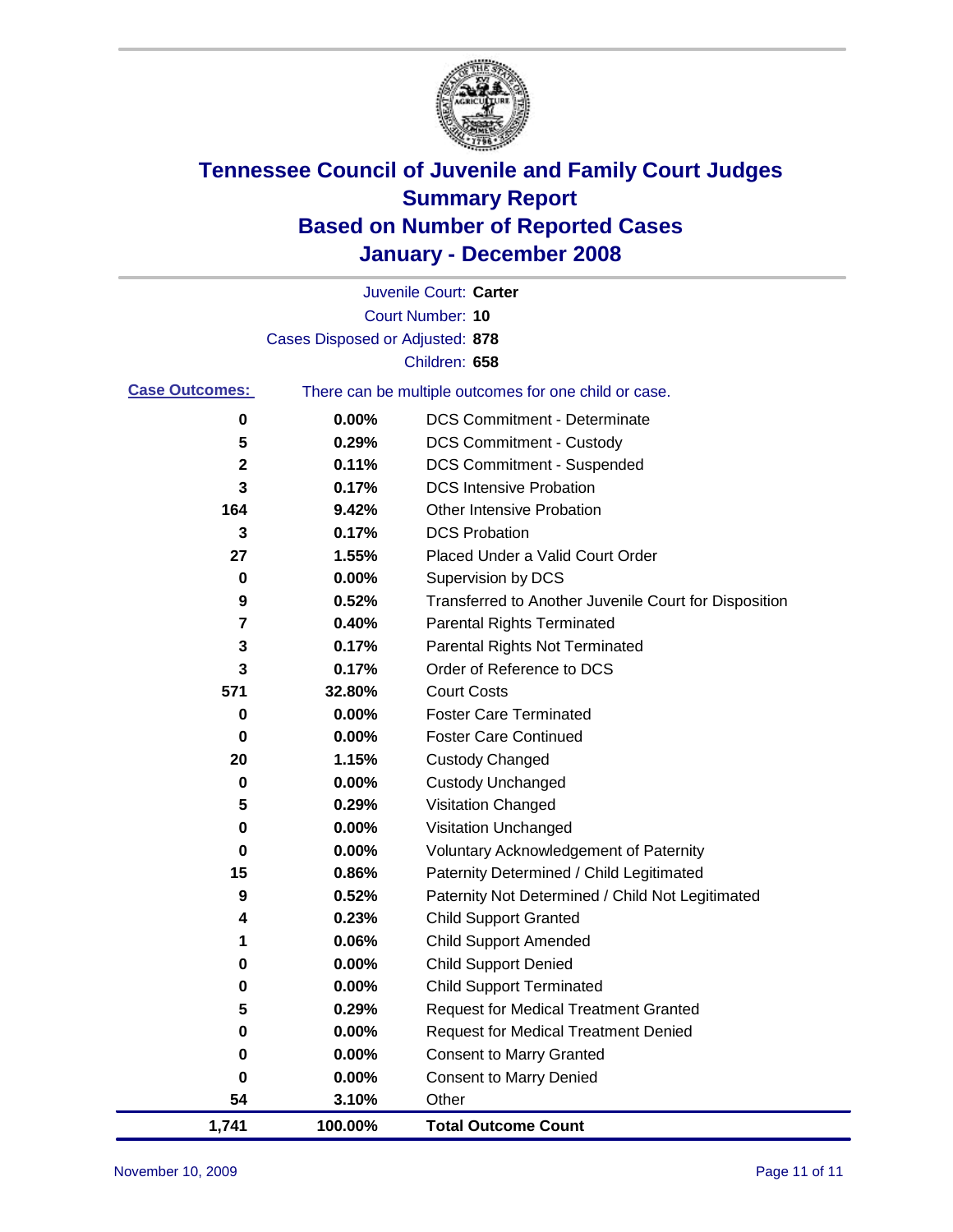# Tennessee Council of Juvenile and Family Court Judges
# Summary Report
# Based on Number of Reported Cases
# January - December 2008

Juvenile Court: **Carter**

Court Number: **10**

Cases Disposed or Adjusted: **878**

Children: **658**

**Case Outcomes:** There can be multiple outcomes for one child or case.

| | | |
|---|---|---|
| 0 | 0.00% | DCS Commitment - Determinate |
| 5 | 0.29% | DCS Commitment - Custody |
| 2 | 0.11% | DCS Commitment - Suspended |
| 3 | 0.17% | DCS Intensive Probation |
| 164 | 9.42% | Other Intensive Probation |
| 3 | 0.17% | DCS Probation |
| 27 | 1.55% | Placed Under a Valid Court Order |
| 0 | 0.00% | Supervision by DCS |
| 9 | 0.52% | Transferred to Another Juvenile Court for Disposition |
| 7 | 0.40% | Parental Rights Terminated |
| 3 | 0.17% | Parental Rights Not Terminated |
| 3 | 0.17% | Order of Reference to DCS |
| 571 | 32.80% | Court Costs |
| 0 | 0.00% | Foster Care Terminated |
| 0 | 0.00% | Foster Care Continued |
| 20 | 1.15% | Custody Changed |
| 0 | 0.00% | Custody Unchanged |
| 5 | 0.29% | Visitation Changed |
| 0 | 0.00% | Visitation Unchanged |
| 0 | 0.00% | Voluntary Acknowledgement of Paternity |
| 15 | 0.86% | Paternity Determined / Child Legitimated |
| 9 | 0.52% | Paternity Not Determined / Child Not Legitimated |
| 4 | 0.23% | Child Support Granted |
| 1 | 0.06% | Child Support Amended |
| 0 | 0.00% | Child Support Denied |
| 0 | 0.00% | Child Support Terminated |
| 5 | 0.29% | Request for Medical Treatment Granted |
| 0 | 0.00% | Request for Medical Treatment Denied |
| 0 | 0.00% | Consent to Marry Granted |
| 0 | 0.00% | Consent to Marry Denied |
| 54 | 3.10% | Other |
| **1,741** | **100.00%** | **Total Outcome Count** |

November 10, 2009